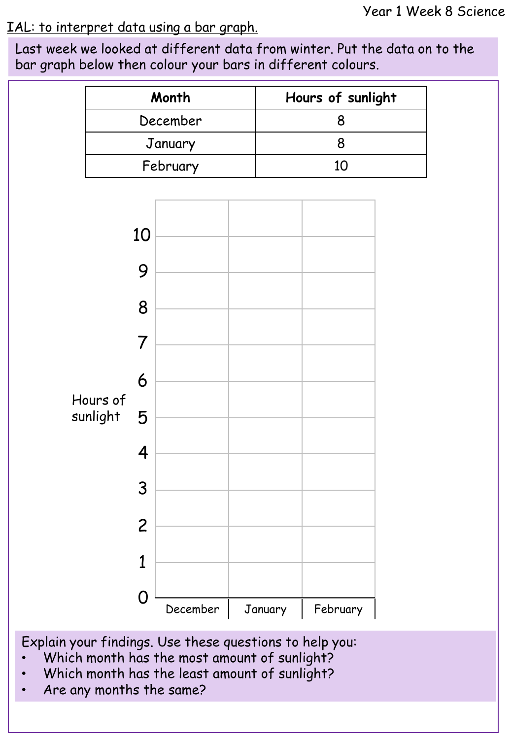Year 1 Week 8 Science

IAL: to interpret data using a bar graph.

Last week we looked at different data from winter. Put the data on to the bar graph below then colour your bars in different colours.

| Month | Hours of sunlight |
|---|---|
| December | 8 |
| January | 8 |
| February | 10 |

Hours of sunlight

| | December | January | February |
|---|---|---|---|
| 10 | | | |
| 9 | | | |
| 8 | | | |
| 7 | | | |
| 6 | | | |
| 5 | | | |
| 4 | | | |
| 3 | | | |
| 2 | | | |
| 1 | | | |
| 0 | | | |

Explain your findings. Use these questions to help you:

- Which month has the most amount of sunlight?
- Which month has the least amount of sunlight?
- Are any months the same?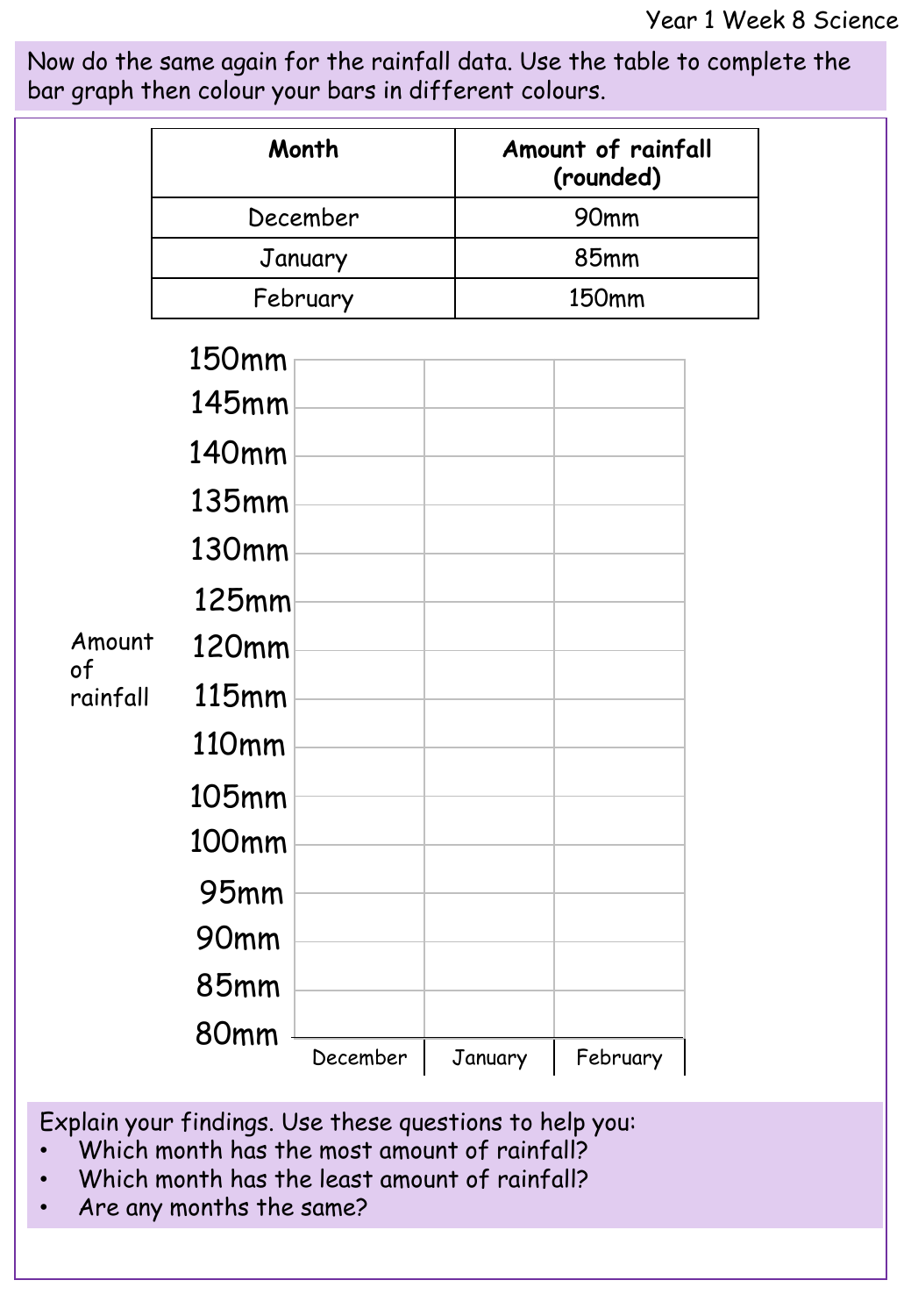Now do the same again for the rainfall data. Use the table to complete the bar graph then colour your bars in different colours.

| Month | Amount of rainfall (rounded) |
| --- | --- |
| December | 90mm |
| January | 85mm |
| February | 150mm |

| Amount of rainfall | | | |
| --- | --- | --- | --- |
| 150mm | | | |
| 145mm | | | |
| 140mm | | | |
| 135mm | | | |
| 130mm | | | |
| 125mm | | | |
| 120mm | | | |
| 115mm | | | |
| 110mm | | | |
| 105mm | | | |
| 100mm | | | |
| 95mm | | | |
| 90mm | | | |
| 85mm | | | |
| 80mm | | | |
| | December | January | February |

Explain your findings. Use these questions to help you:

- Which month has the most amount of rainfall?
- Which month has the least amount of rainfall?
- Are any months the same?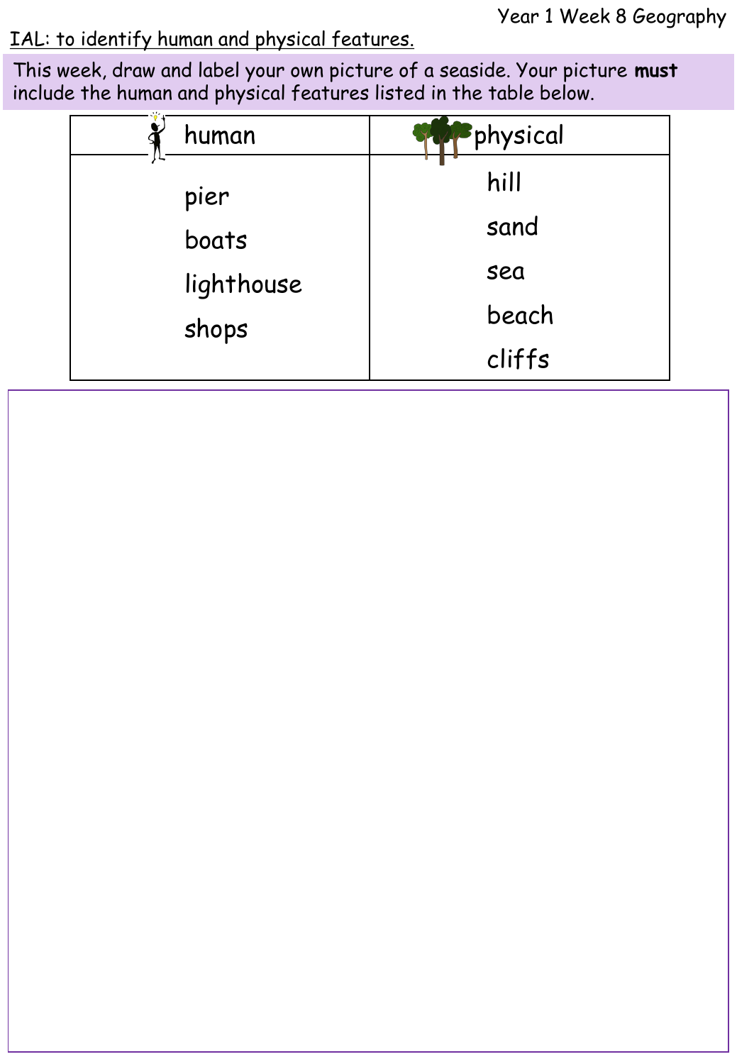Year 1 Week 8 Geography

IAL: to identify human and physical features.

This week, draw and label your own picture of a seaside. Your picture **must** include the human and physical features listed in the table below.

| human | physical |
|---|---|
| pier | hill |
| boats | sand |
| lighthouse | sea |
| shops | beach |
| | cliffs |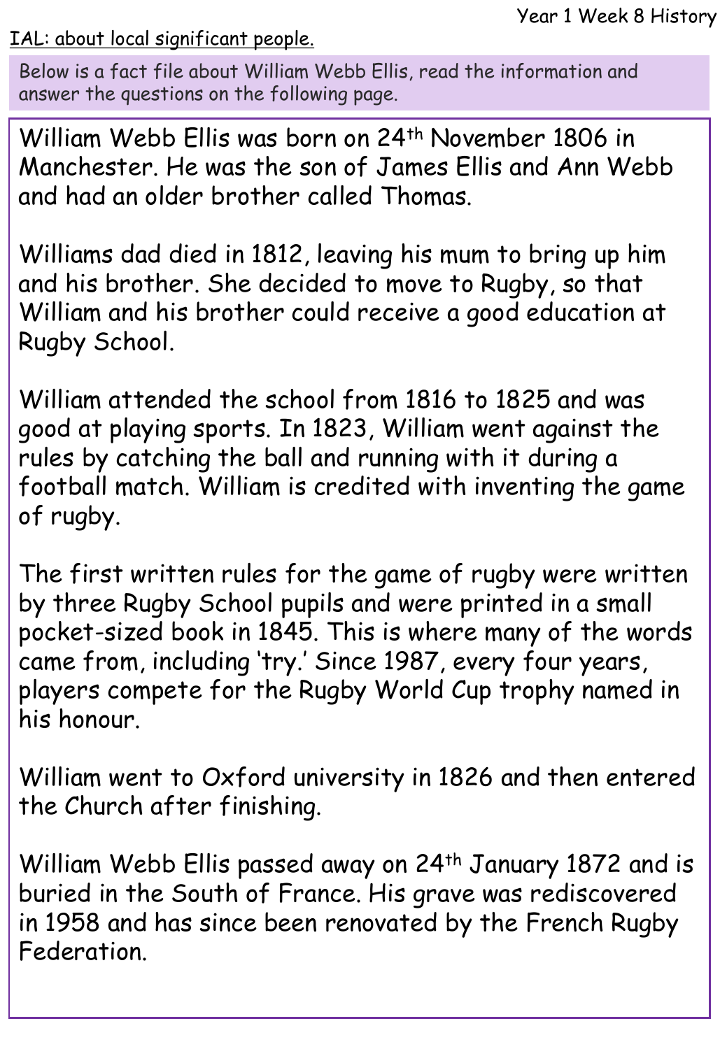IAL: about local significant people.

Below is a fact file about William Webb Ellis, read the information and answer the questions on the following page.

William Webb Ellis was born on 24th November 1806 in Manchester. He was the son of James Ellis and Ann Webb and had an older brother called Thomas.

Williams dad died in 1812, leaving his mum to bring up him and his brother. She decided to move to Rugby, so that William and his brother could receive a good education at Rugby School.

William attended the school from 1816 to 1825 and was good at playing sports. In 1823, William went against the rules by catching the ball and running with it during a football match. William is credited with inventing the game of rugby.

The first written rules for the game of rugby were written by three Rugby School pupils and were printed in a small pocket-sized book in 1845. This is where many of the words came from, including 'try.' Since 1987, every four years, players compete for the Rugby World Cup trophy named in his honour.

William went to Oxford university in 1826 and then entered the Church after finishing.

William Webb Ellis passed away on 24th January 1872 and is buried in the South of France. His grave was rediscovered in 1958 and has since been renovated by the French Rugby Federation.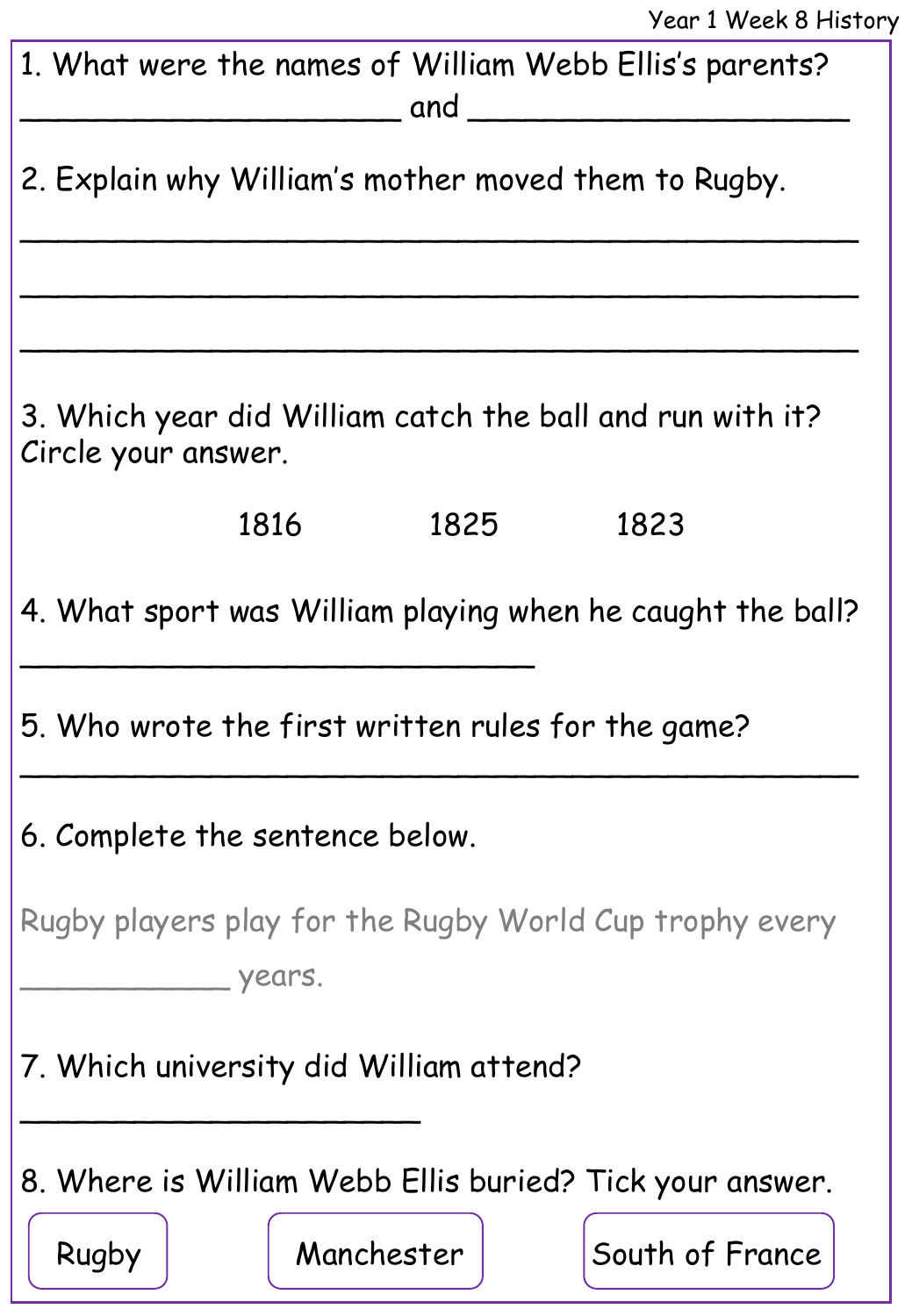1. What were the names of William Webb Ellis's parents?

_____________________ and _____________________

2. Explain why William's mother moved them to Rugby.

_____________________________________________

_____________________________________________

_____________________________________________

3. Which year did William catch the ball and run with it? Circle your answer.

1816 1825 1823

4. What sport was William playing when he caught the ball?

_____________________________

5. Who wrote the first written rules for the game?

_____________________________________________

6. Complete the sentence below.

Rugby players play for the Rugby World Cup trophy every

____________ years.

7. Which university did William attend?

_______________________

8. Where is William Webb Ellis buried? Tick your answer.

Rugby

Manchester

South of France